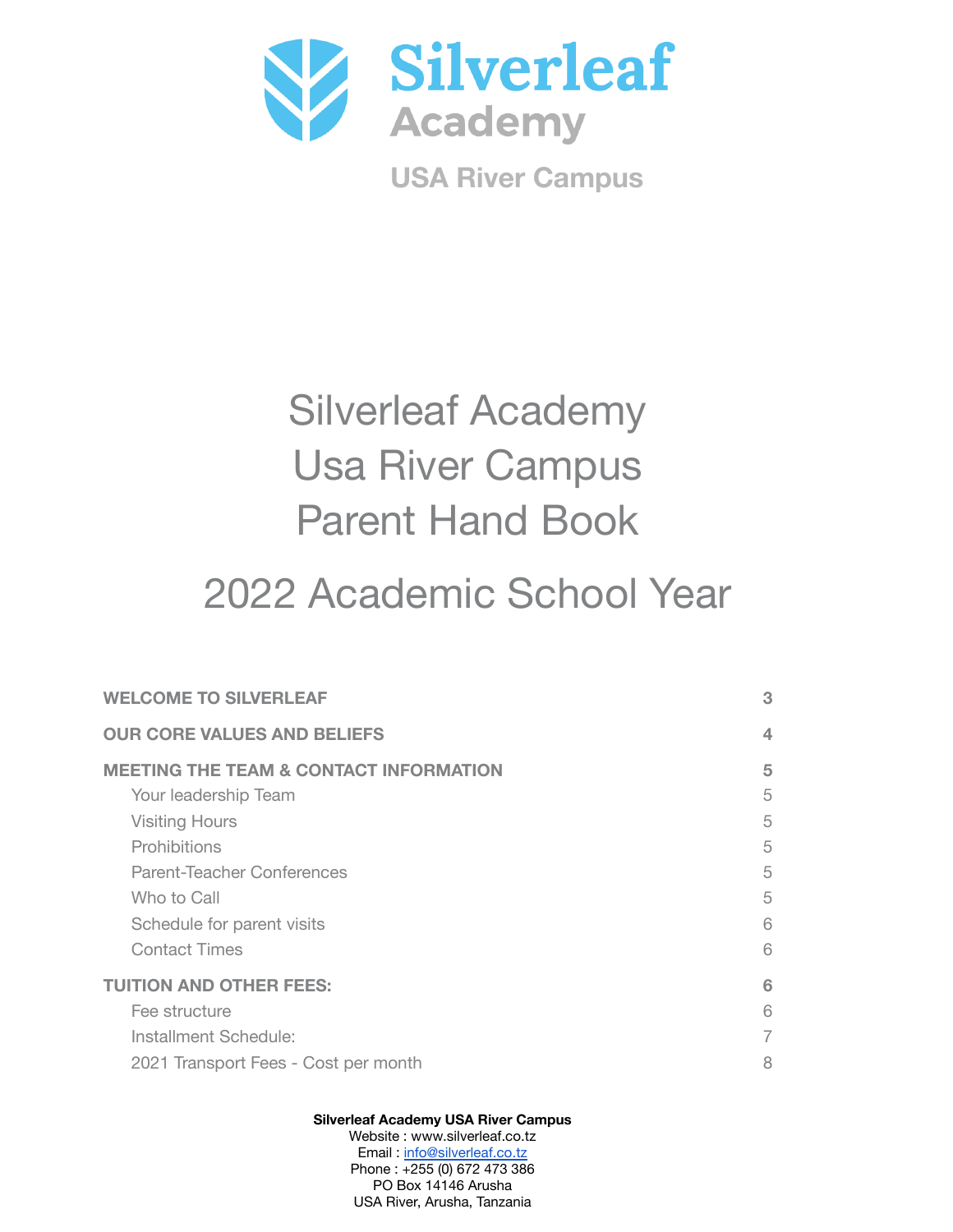# Silverleaf Academy

USA River Campus

# Silverleaf Academy
# Usa River Campus
# Parent Hand Book

## 2022 Academic School Year

| | |
|---|---|
| **WELCOME TO SILVERLEAF** | **3** |
| **OUR CORE VALUES AND BELIEFS** | **4** |
| **MEETING THE TEAM & CONTACT INFORMATION** | **5** |
| Your leadership Team | 5 |
| Visiting Hours | 5 |
| Prohibitions | 5 |
| Parent-Teacher Conferences | 5 |
| Who to Call | 5 |
| Schedule for parent visits | 6 |
| Contact Times | 6 |
| **TUITION AND OTHER FEES:** | **6** |
| Fee structure | 6 |
| Installment Schedule: | 7 |
| 2021 Transport Fees - Cost per month | 8 |

**Silverleaf Academy USA River Campus**
Website : www.silverleaf.co.tz
Email : info@silverleaf.co.tz
Phone : +255 (0) 672 473 386
PO Box 14146 Arusha
USA River, Arusha, Tanzania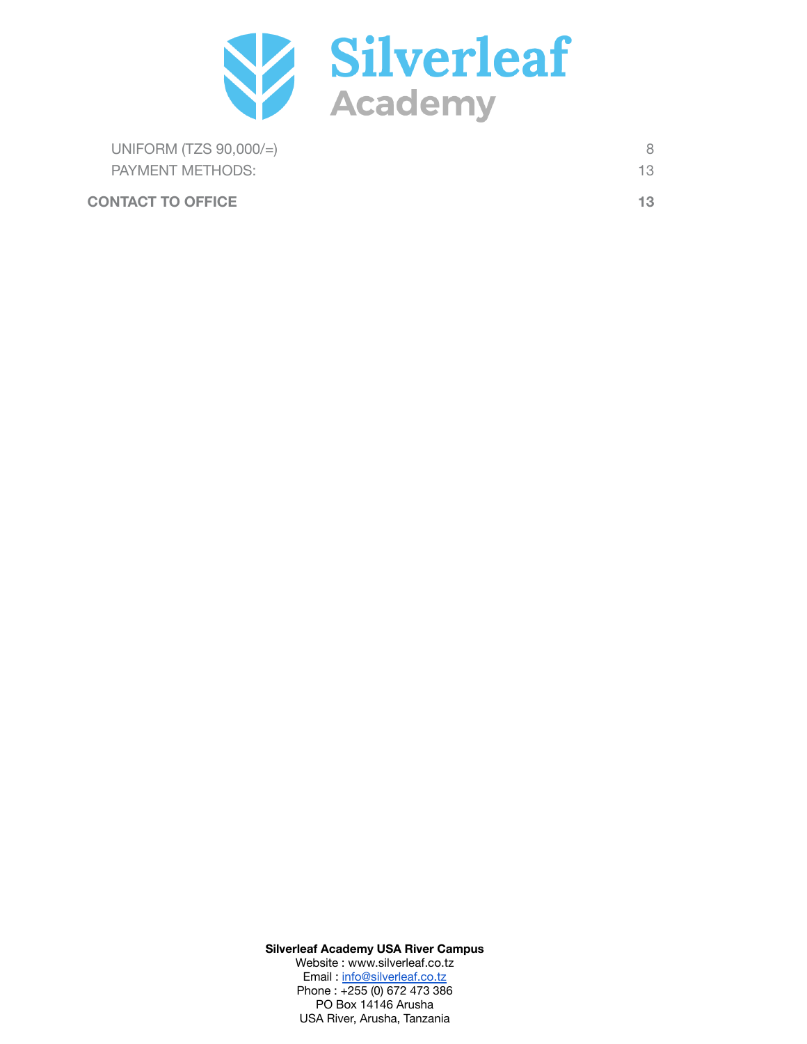UNIFORM (TZS 90,000/=) 8
PAYMENT METHODS: 13

**CONTACT TO OFFICE 13**

**Silverleaf Academy USA River Campus**
Website : www.silverleaf.co.tz
Email : info@silverleaf.co.tz
Phone : +255 (0) 672 473 386
PO Box 14146 Arusha
USA River, Arusha, Tanzania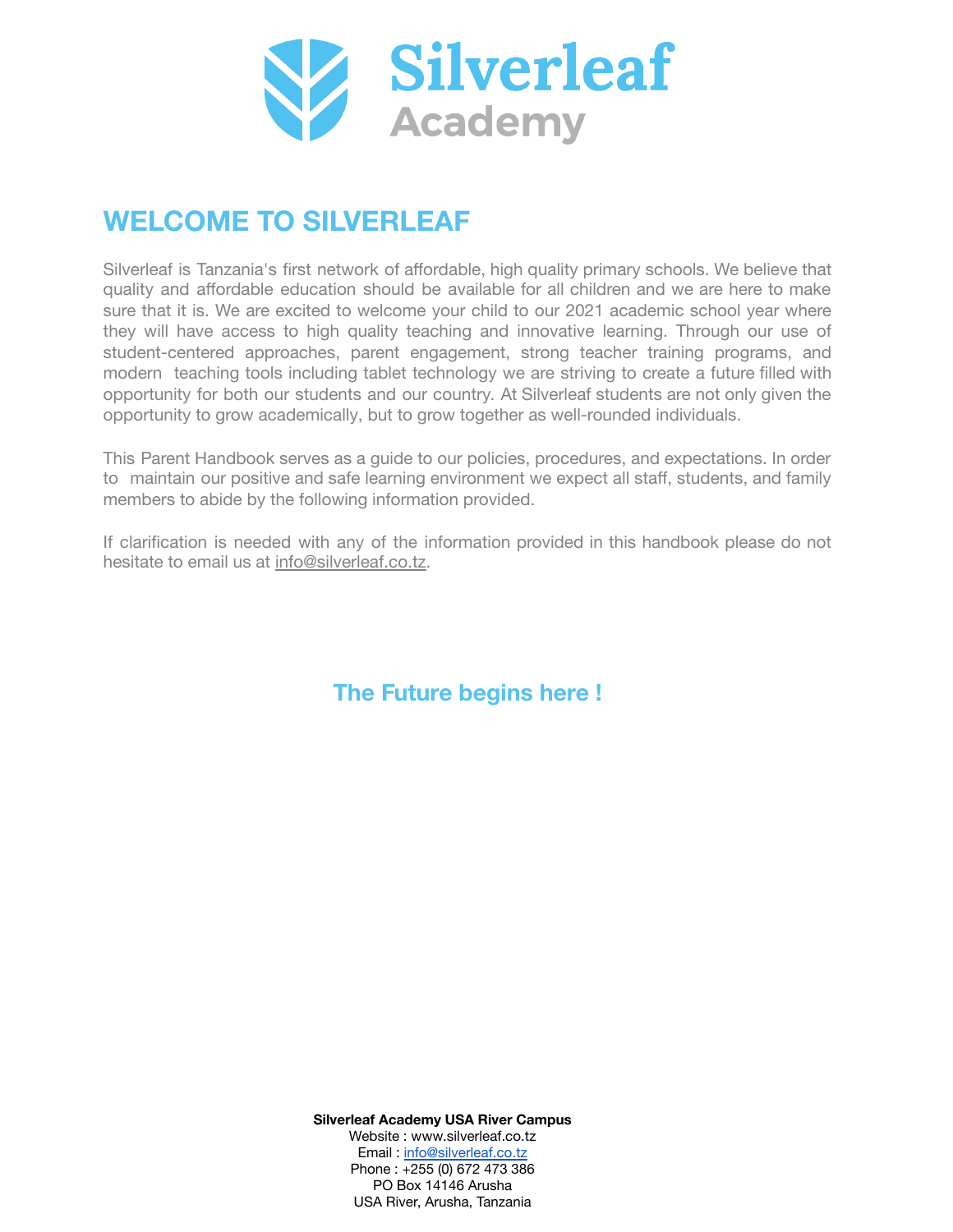Silverleaf Academy

# WELCOME TO SILVERLEAF

Silverleaf is Tanzania's first network of affordable, high quality primary schools. We believe that quality and affordable education should be available for all children and we are here to make sure that it is. We are excited to welcome your child to our 2021 academic school year where they will have access to high quality teaching and innovative learning. Through our use of student-centered approaches, parent engagement, strong teacher training programs, and modern teaching tools including tablet technology we are striving to create a future filled with opportunity for both our students and our country. At Silverleaf students are not only given the opportunity to grow academically, but to grow together as well-rounded individuals.

This Parent Handbook serves as a guide to our policies, procedures, and expectations. In order to maintain our positive and safe learning environment we expect all staff, students, and family members to abide by the following information provided.

If clarification is needed with any of the information provided in this handbook please do not hesitate to email us at info@silverleaf.co.tz.

**The Future begins here !**

**Silverleaf Academy USA River Campus**
Website : www.silverleaf.co.tz
Email : info@silverleaf.co.tz
Phone : +255 (0) 672 473 386
PO Box 14146 Arusha
USA River, Arusha, Tanzania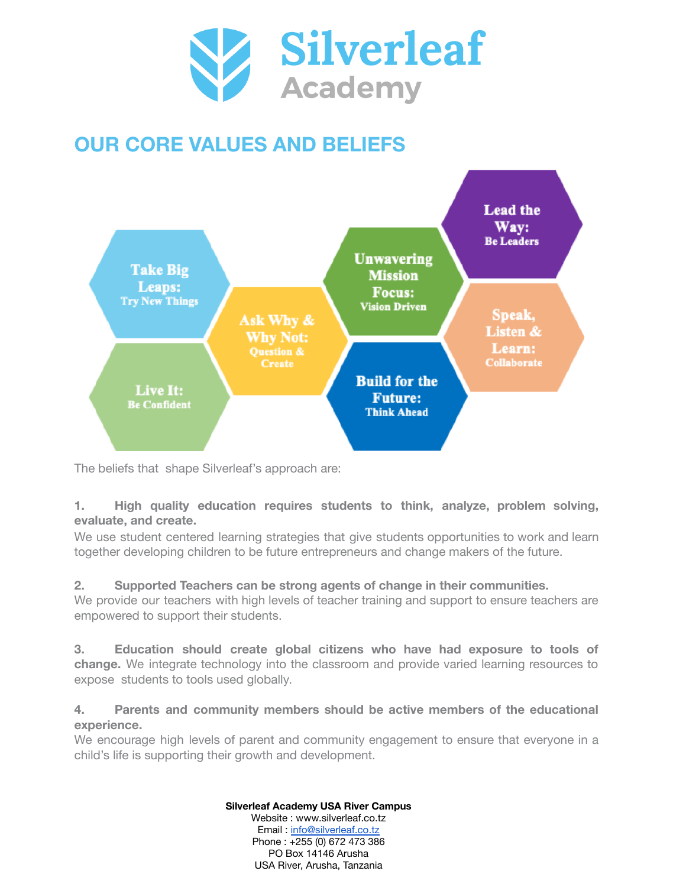Silverleaf Academy

# OUR CORE VALUES AND BELIEFS

**Take Big Leaps:** Try New Things

**Live It:** Be Confident

**Ask Why & Why Not:** Question & Create

**Unwavering Mission Focus:** Vision Driven

**Build for the Future:** Think Ahead

**Lead the Way:** Be Leaders

**Speak, Listen & Learn:** Collaborate

The beliefs that shape Silverleaf's approach are:

**1. High quality education requires students to think, analyze, problem solving, evaluate, and create.**
We use student centered learning strategies that give students opportunities to work and learn together developing children to be future entrepreneurs and change makers of the future.

**2. Supported Teachers can be strong agents of change in their communities.**
We provide our teachers with high levels of teacher training and support to ensure teachers are empowered to support their students.

**3. Education should create global citizens who have had exposure to tools of change.** We integrate technology into the classroom and provide varied learning resources to expose students to tools used globally.

**4. Parents and community members should be active members of the educational experience.**
We encourage high levels of parent and community engagement to ensure that everyone in a child's life is supporting their growth and development.

**Silverleaf Academy USA River Campus**
Website : www.silverleaf.co.tz
Email : info@silverleaf.co.tz
Phone : +255 (0) 672 473 386
PO Box 14146 Arusha
USA River, Arusha, Tanzania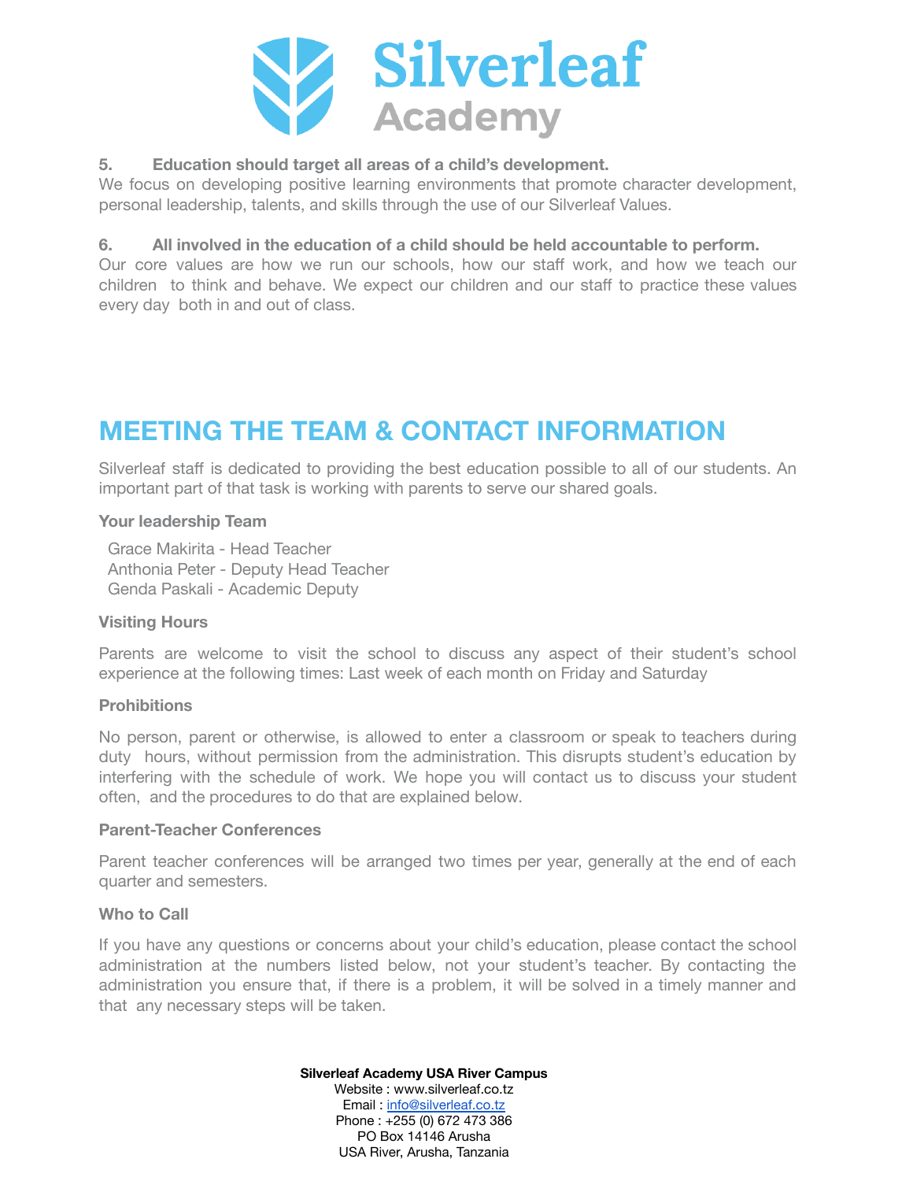**5. Education should target all areas of a child's development.**

We focus on developing positive learning environments that promote character development, personal leadership, talents, and skills through the use of our Silverleaf Values.

**6. All involved in the education of a child should be held accountable to perform.**

Our core values are how we run our schools, how our staff work, and how we teach our children to think and behave. We expect our children and our staff to practice these values every day both in and out of class.

## MEETING THE TEAM & CONTACT INFORMATION

Silverleaf staff is dedicated to providing the best education possible to all of our students. An important part of that task is working with parents to serve our shared goals.

**Your leadership Team**

Grace Makirita - Head Teacher
Anthonia Peter - Deputy Head Teacher
Genda Paskali - Academic Deputy

**Visiting Hours**

Parents are welcome to visit the school to discuss any aspect of their student's school experience at the following times: Last week of each month on Friday and Saturday

**Prohibitions**

No person, parent or otherwise, is allowed to enter a classroom or speak to teachers during duty hours, without permission from the administration. This disrupts student's education by interfering with the schedule of work. We hope you will contact us to discuss your student often, and the procedures to do that are explained below.

**Parent-Teacher Conferences**

Parent teacher conferences will be arranged two times per year, generally at the end of each quarter and semesters.

**Who to Call**

If you have any questions or concerns about your child's education, please contact the school administration at the numbers listed below, not your student's teacher. By contacting the administration you ensure that, if there is a problem, it will be solved in a timely manner and that any necessary steps will be taken.

**Silverleaf Academy USA River Campus**
Website : www.silverleaf.co.tz
Email : info@silverleaf.co.tz
Phone : +255 (0) 672 473 386
PO Box 14146 Arusha
USA River, Arusha, Tanzania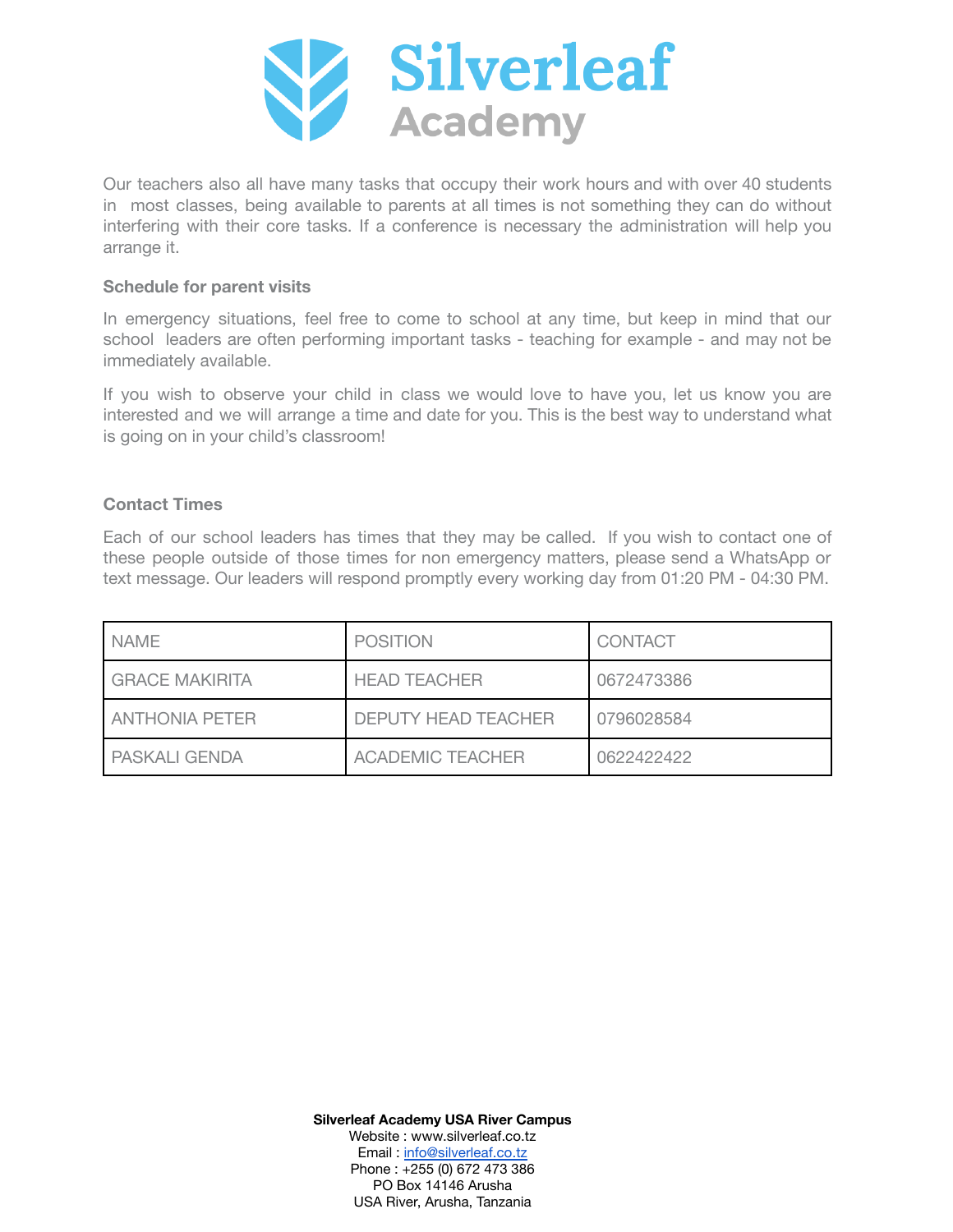Our teachers also all have many tasks that occupy their work hours and with over 40 students in most classes, being available to parents at all times is not something they can do without interfering with their core tasks. If a conference is necessary the administration will help you arrange it.

### Schedule for parent visits

In emergency situations, feel free to come to school at any time, but keep in mind that our school leaders are often performing important tasks - teaching for example - and may not be immediately available.

If you wish to observe your child in class we would love to have you, let us know you are interested and we will arrange a time and date for you. This is the best way to understand what is going on in your child's classroom!

### Contact Times

Each of our school leaders has times that they may be called. If you wish to contact one of these people outside of those times for non emergency matters, please send a WhatsApp or text message. Our leaders will respond promptly every working day from 01:20 PM - 04:30 PM.

| NAME | POSITION | CONTACT |
|---|---|---|
| GRACE MAKIRITA | HEAD TEACHER | 0672473386 |
| ANTHONIA PETER | DEPUTY HEAD TEACHER | 0796028584 |
| PASKALI GENDA | ACADEMIC TEACHER | 0622422422 |

**Silverleaf Academy USA River Campus**
Website : www.silverleaf.co.tz
Email : info@silverleaf.co.tz
Phone : +255 (0) 672 473 386
PO Box 14146 Arusha
USA River, Arusha, Tanzania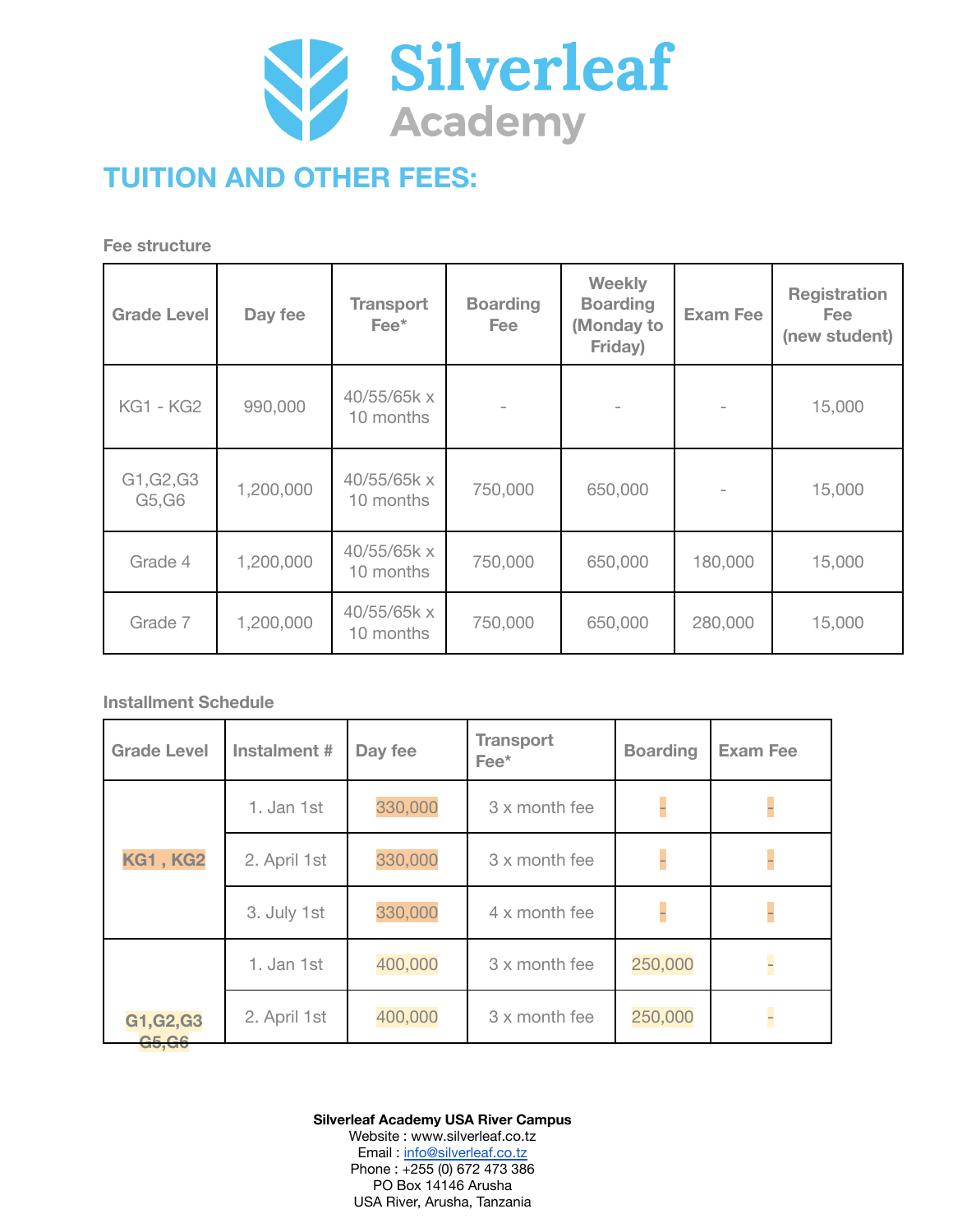# Silverleaf Academy

## TUITION AND OTHER FEES:

### Fee structure

| Grade Level | Day fee | Transport Fee* | Boarding Fee | Weekly Boarding (Monday to Friday) | Exam Fee | Registration Fee (new student) |
|---|---|---|---|---|---|---|
| KG1 - KG2 | 990,000 | 40/55/65k x 10 months | - | - | - | 15,000 |
| G1,G2,G3 G5,G6 | 1,200,000 | 40/55/65k x 10 months | 750,000 | 650,000 | - | 15,000 |
| Grade 4 | 1,200,000 | 40/55/65k x 10 months | 750,000 | 650,000 | 180,000 | 15,000 |
| Grade 7 | 1,200,000 | 40/55/65k x 10 months | 750,000 | 650,000 | 280,000 | 15,000 |

### Installment Schedule

| Grade Level | Instalment # | Day fee | Transport Fee* | Boarding | Exam Fee |
|---|---|---|---|---|---|
| KG1 , KG2 | 1. Jan 1st | 330,000 | 3 x month fee | - | - |
| | 2. April 1st | 330,000 | 3 x month fee | - | - |
| | 3. July 1st | 330,000 | 4 x month fee | - | - |
| G1,G2,G3 G5,G6 | 1. Jan 1st | 400,000 | 3 x month fee | 250,000 | - |
| | 2. April 1st | 400,000 | 3 x month fee | 250,000 | - |

**Silverleaf Academy USA River Campus**
Website : www.silverleaf.co.tz
Email : info@silverleaf.co.tz
Phone : +255 (0) 672 473 386
PO Box 14146 Arusha
USA River, Arusha, Tanzania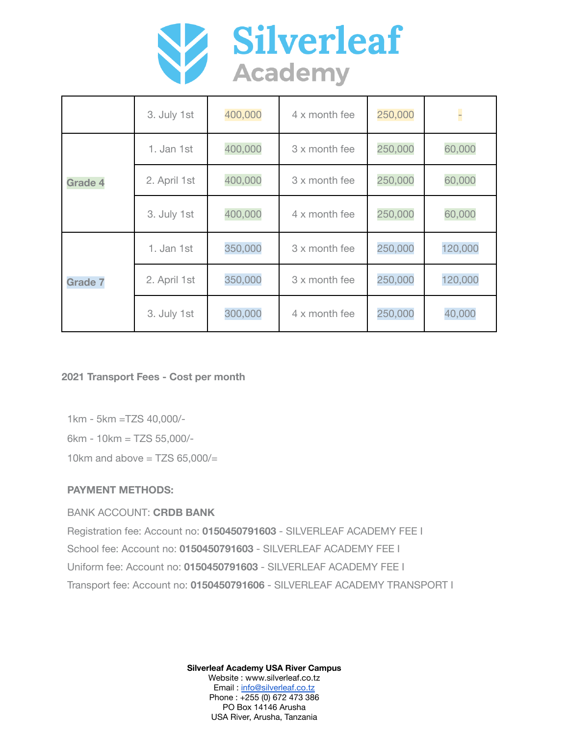# Silverleaf Academy

| | | | | | |
|---|---|---|---|---|---|
| | 3. July 1st | 400,000 | 4 x month fee | 250,000 | - |
| **Grade 4** | 1. Jan 1st | 400,000 | 3 x month fee | 250,000 | 60,000 |
| | 2. April 1st | 400,000 | 3 x month fee | 250,000 | 60,000 |
| | 3. July 1st | 400,000 | 4 x month fee | 250,000 | 60,000 |
| **Grade 7** | 1. Jan 1st | 350,000 | 3 x month fee | 250,000 | 120,000 |
| | 2. April 1st | 350,000 | 3 x month fee | 250,000 | 120,000 |
| | 3. July 1st | 300,000 | 4 x month fee | 250,000 | 40,000 |

**2021 Transport Fees - Cost per month**

1km - 5km =TZS 40,000/-

6km - 10km = TZS 55,000/-

10km and above = TZS 65,000/=

**PAYMENT METHODS:**

BANK ACCOUNT: **CRDB BANK**

Registration fee: Account no: **0150450791603** - SILVERLEAF ACADEMY FEE I

School fee: Account no: **0150450791603** - SILVERLEAF ACADEMY FEE I

Uniform fee: Account no: **0150450791603** - SILVERLEAF ACADEMY FEE I

Transport fee: Account no: **0150450791606** - SILVERLEAF ACADEMY TRANSPORT I

**Silverleaf Academy USA River Campus**
Website : www.silverleaf.co.tz
Email : info@silverleaf.co.tz
Phone : +255 (0) 672 473 386
PO Box 14146 Arusha
USA River, Arusha, Tanzania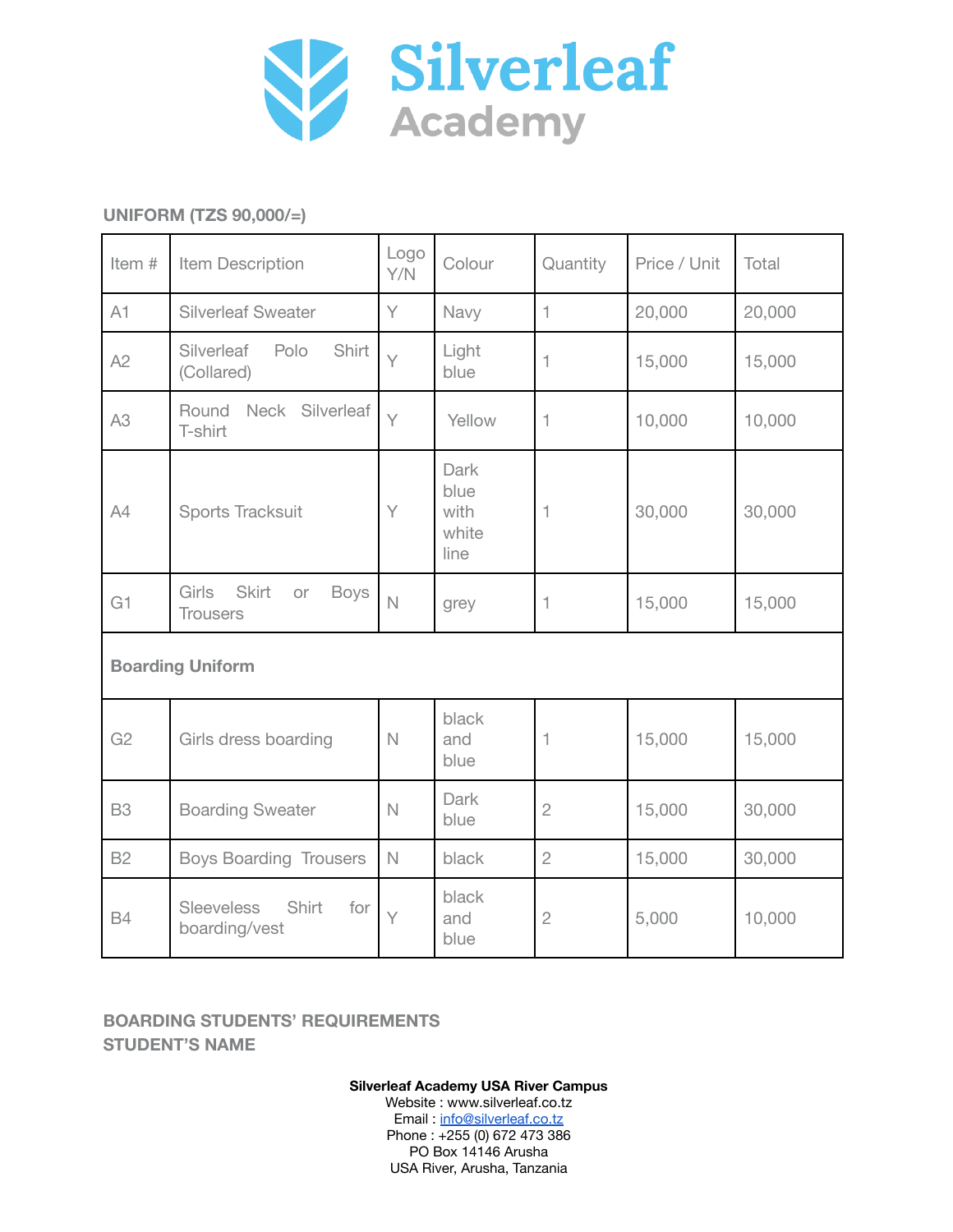# Silverleaf Academy

**UNIFORM (TZS 90,000/=)**

| Item # | Item Description | Logo Y/N | Colour | Quantity | Price / Unit | Total |
|---|---|---|---|---|---|---|
| A1 | Silverleaf Sweater | Y | Navy | 1 | 20,000 | 20,000 |
| A2 | Silverleaf Polo Shirt (Collared) | Y | Light blue | 1 | 15,000 | 15,000 |
| A3 | Round Neck Silverleaf T-shirt | Y | Yellow | 1 | 10,000 | 10,000 |
| A4 | Sports Tracksuit | Y | Dark blue with white line | 1 | 30,000 | 30,000 |
| G1 | Girls Skirt or Boys Trousers | N | grey | 1 | 15,000 | 15,000 |
| **Boarding Uniform** | | | | | | |
| G2 | Girls dress boarding | N | black and blue | 1 | 15,000 | 15,000 |
| B3 | Boarding Sweater | N | Dark blue | 2 | 15,000 | 30,000 |
| B2 | Boys Boarding Trousers | N | black | 2 | 15,000 | 30,000 |
| B4 | Sleeveless Shirt for boarding/vest | Y | black and blue | 2 | 5,000 | 10,000 |

**BOARDING STUDENTS' REQUIREMENTS**
**STUDENT'S NAME**

**Silverleaf Academy USA River Campus**
Website : www.silverleaf.co.tz
Email : info@silverleaf.co.tz
Phone : +255 (0) 672 473 386
PO Box 14146 Arusha
USA River, Arusha, Tanzania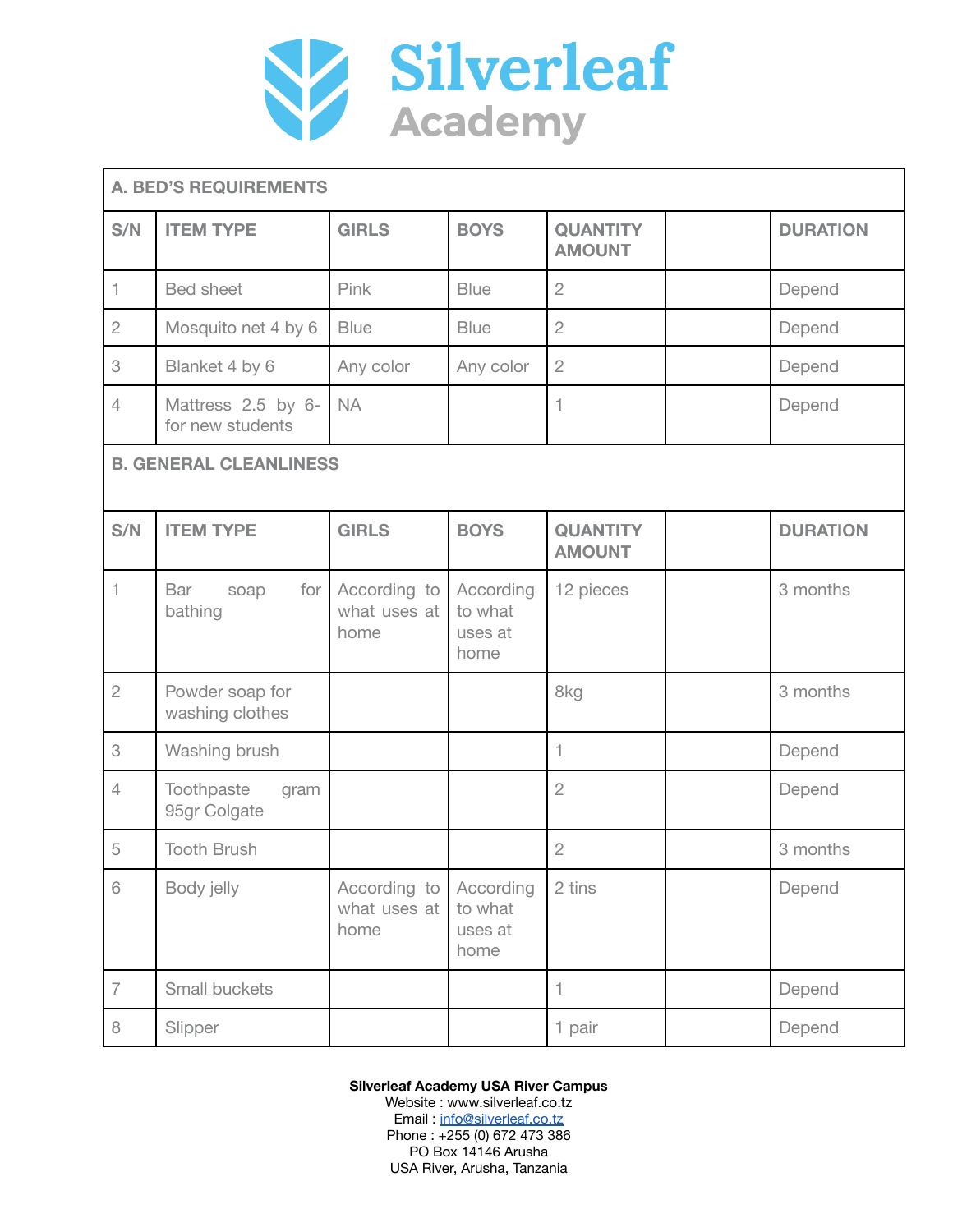# Silverleaf Academy

| A. BED'S REQUIREMENTS | | | | | | |
|---|---|---|---|---|---|---|
| **S/N** | **ITEM TYPE** | **GIRLS** | **BOYS** | **QUANTITY AMOUNT** | | **DURATION** |
| 1 | Bed sheet | Pink | Blue | 2 | | Depend |
| 2 | Mosquito net 4 by 6 | Blue | Blue | 2 | | Depend |
| 3 | Blanket 4 by 6 | Any color | Any color | 2 | | Depend |
| 4 | Mattress 2.5 by 6- for new students | NA | | 1 | | Depend |
| **B. GENERAL CLEANLINESS** | | | | | | |
| **S/N** | **ITEM TYPE** | **GIRLS** | **BOYS** | **QUANTITY AMOUNT** | | **DURATION** |
| 1 | Bar soap for bathing | According to what uses at home | According to what uses at home | 12 pieces | | 3 months |
| 2 | Powder soap for washing clothes | | | 8kg | | 3 months |
| 3 | Washing brush | | | 1 | | Depend |
| 4 | Toothpaste gram 95gr Colgate | | | 2 | | Depend |
| 5 | Tooth Brush | | | 2 | | 3 months |
| 6 | Body jelly | According to what uses at home | According to what uses at home | 2 tins | | Depend |
| 7 | Small buckets | | | 1 | | Depend |
| 8 | Slipper | | | 1 pair | | Depend |

**Silverleaf Academy USA River Campus**
Website : www.silverleaf.co.tz
Email : info@silverleaf.co.tz
Phone : +255 (0) 672 473 386
PO Box 14146 Arusha
USA River, Arusha, Tanzania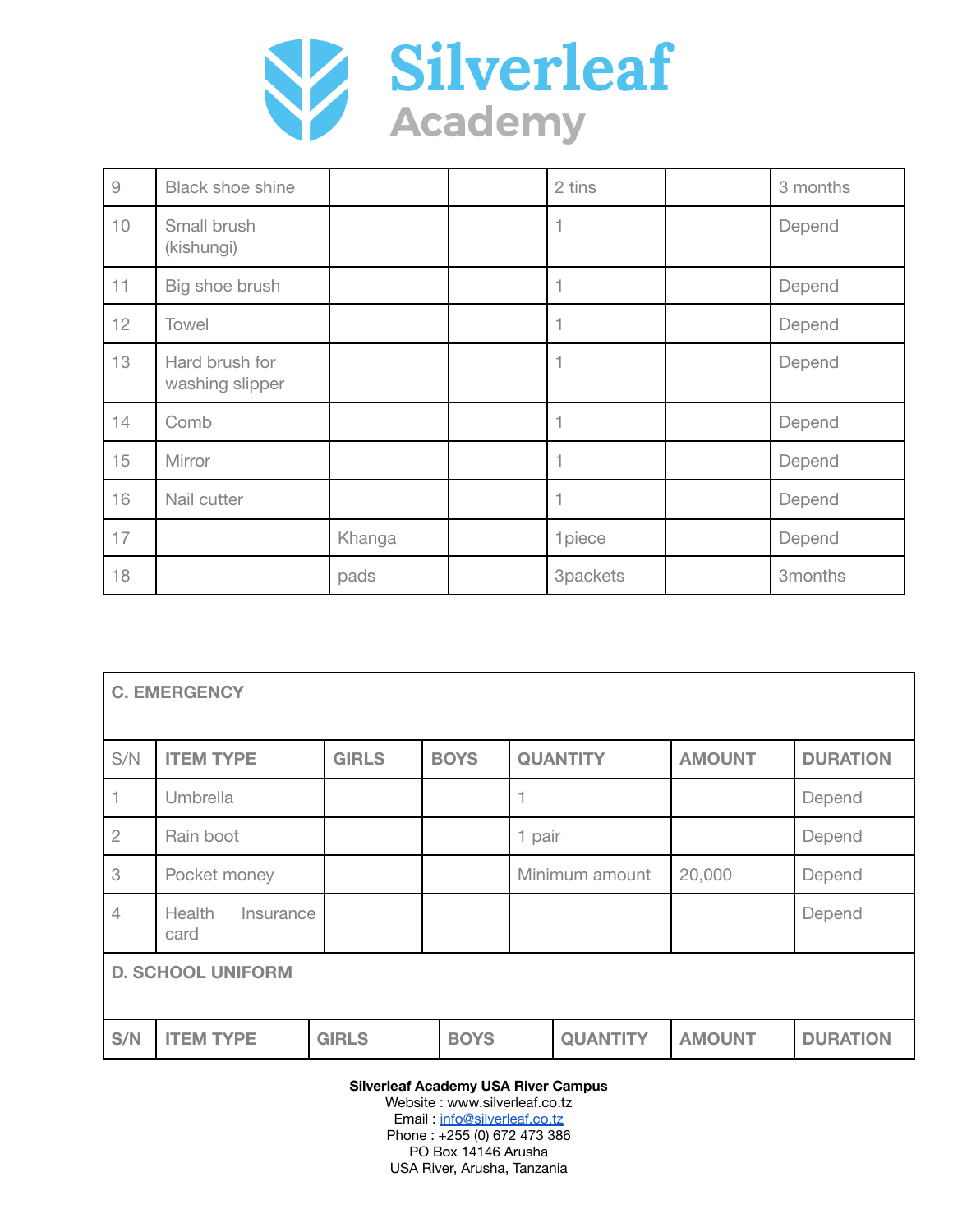| | | | | | | |
|---|---|---|---|---|---|---|
| 9 | Black shoe shine | | | 2 tins | | 3 months |
| 10 | Small brush (kishungi) | | | 1 | | Depend |
| 11 | Big shoe brush | | | 1 | | Depend |
| 12 | Towel | | | 1 | | Depend |
| 13 | Hard brush for washing slipper | | | 1 | | Depend |
| 14 | Comb | | | 1 | | Depend |
| 15 | Mirror | | | 1 | | Depend |
| 16 | Nail cutter | | | 1 | | Depend |
| 17 | | Khanga | | 1piece | | Depend |
| 18 | | pads | | 3packets | | 3months |

**C. EMERGENCY**

| S/N | ITEM TYPE | GIRLS | BOYS | QUANTITY | AMOUNT | DURATION |
|---|---|---|---|---|---|---|
| 1 | Umbrella | | | 1 | | Depend |
| 2 | Rain boot | | | 1 pair | | Depend |
| 3 | Pocket money | | | Minimum amount | 20,000 | Depend |
| 4 | Health Insurance card | | | | | Depend |

**D. SCHOOL UNIFORM**

| S/N | ITEM TYPE | GIRLS | BOYS | QUANTITY | AMOUNT | DURATION |
|---|---|---|---|---|---|---|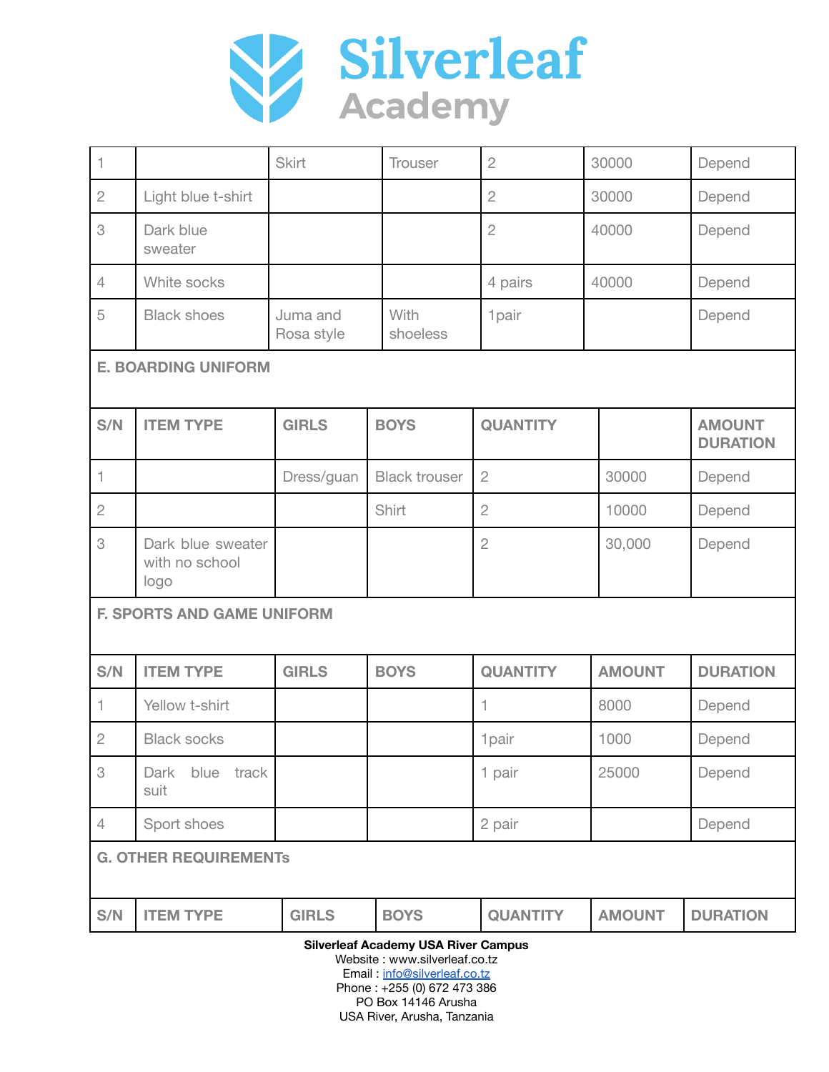| | | | | | | |
|---|---|---|---|---|---|---|
| 1 | | Skirt | Trouser | 2 | 30000 | Depend |
| 2 | Light blue t-shirt | | | 2 | 30000 | Depend |
| 3 | Dark blue sweater | | | 2 | 40000 | Depend |
| 4 | White socks | | | 4 pairs | 40000 | Depend |
| 5 | Black shoes | Juma and Rosa style | With shoeless | 1pair | | Depend |

**E. BOARDING UNIFORM**

| S/N | ITEM TYPE | GIRLS | BOYS | QUANTITY | | AMOUNT DURATION |
|---|---|---|---|---|---|---|
| 1 | | Dress/guan | Black trouser | 2 | 30000 | Depend |
| 2 | | | Shirt | 2 | 10000 | Depend |
| 3 | Dark blue sweater with no school logo | | | 2 | 30,000 | Depend |

**F. SPORTS AND GAME UNIFORM**

| S/N | ITEM TYPE | GIRLS | BOYS | QUANTITY | AMOUNT | DURATION |
|---|---|---|---|---|---|---|
| 1 | Yellow t-shirt | | | 1 | 8000 | Depend |
| 2 | Black socks | | | 1pair | 1000 | Depend |
| 3 | Dark blue track suit | | | 1 pair | 25000 | Depend |
| 4 | Sport shoes | | | 2 pair | | Depend |

**G. OTHER REQUIREMENTs**

| S/N | ITEM TYPE | GIRLS | BOYS | QUANTITY | AMOUNT | DURATION |
|---|---|---|---|---|---|---|

**Silverleaf Academy USA River Campus**
Website : www.silverleaf.co.tz
Email : info@silverleaf.co.tz
Phone : +255 (0) 672 473 386
PO Box 14146 Arusha
USA River, Arusha, Tanzania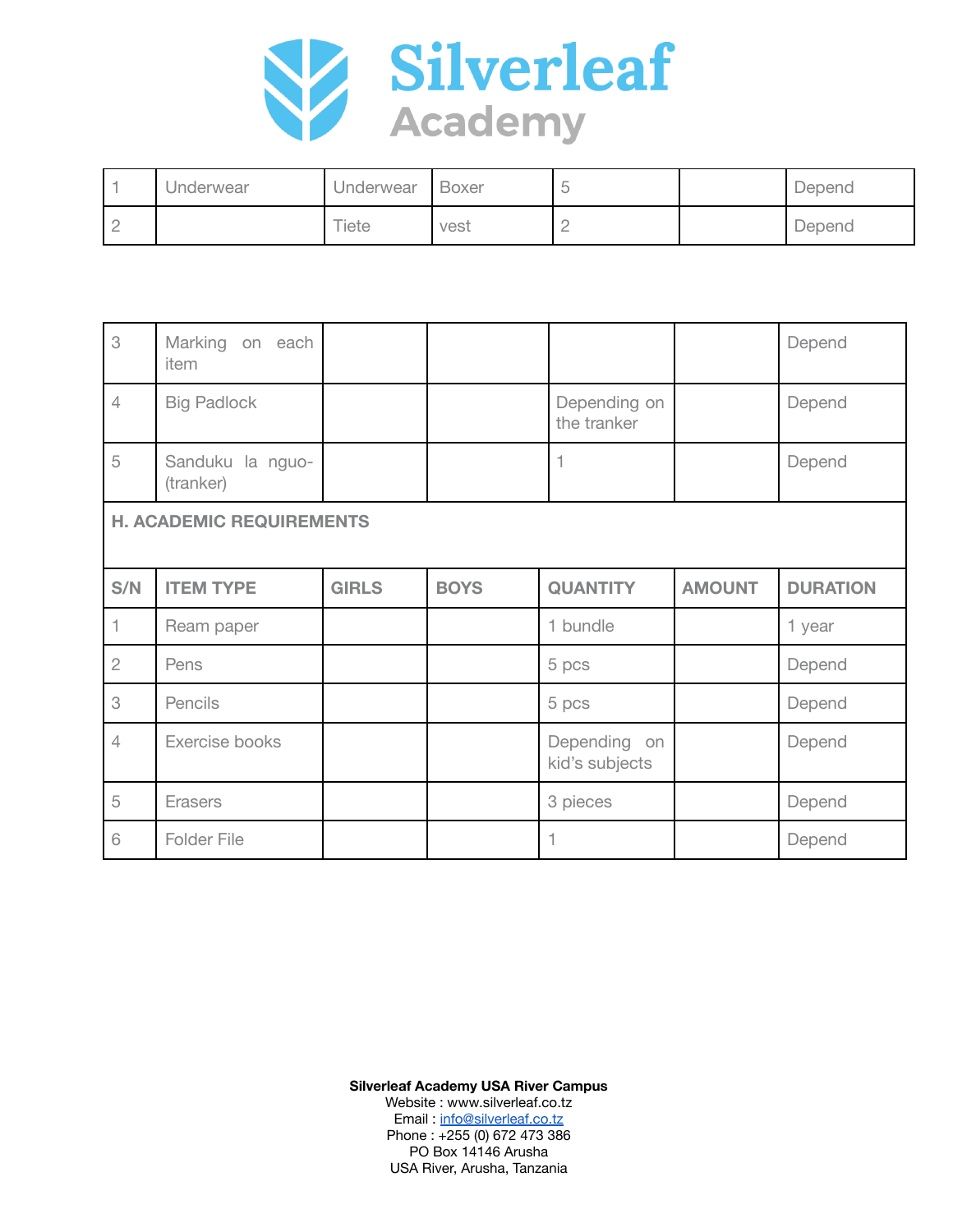# Silverleaf Academy

| | | | | | | |
|---|---|---|---|---|---|---|
| 1 | Underwear | Underwear | Boxer | 5 | | Depend |
| 2 | | Tiete | vest | 2 | | Depend |

| | | | | | | |
|---|---|---|---|---|---|---|
| 3 | Marking on each item | | | | | Depend |
| 4 | Big Padlock | | | Depending on the tranker | | Depend |
| 5 | Sanduku la nguo-(tranker) | | | 1 | | Depend |

**H. ACADEMIC REQUIREMENTS**

| S/N | ITEM TYPE | GIRLS | BOYS | QUANTITY | AMOUNT | DURATION |
|---|---|---|---|---|---|---|
| 1 | Ream paper | | | 1 bundle | | 1 year |
| 2 | Pens | | | 5 pcs | | Depend |
| 3 | Pencils | | | 5 pcs | | Depend |
| 4 | Exercise books | | | Depending on kid's subjects | | Depend |
| 5 | Erasers | | | 3 pieces | | Depend |
| 6 | Folder File | | | 1 | | Depend |

**Silverleaf Academy USA River Campus**
Website : www.silverleaf.co.tz
Email : info@silverleaf.co.tz
Phone : +255 (0) 672 473 386
PO Box 14146 Arusha
USA River, Arusha, Tanzania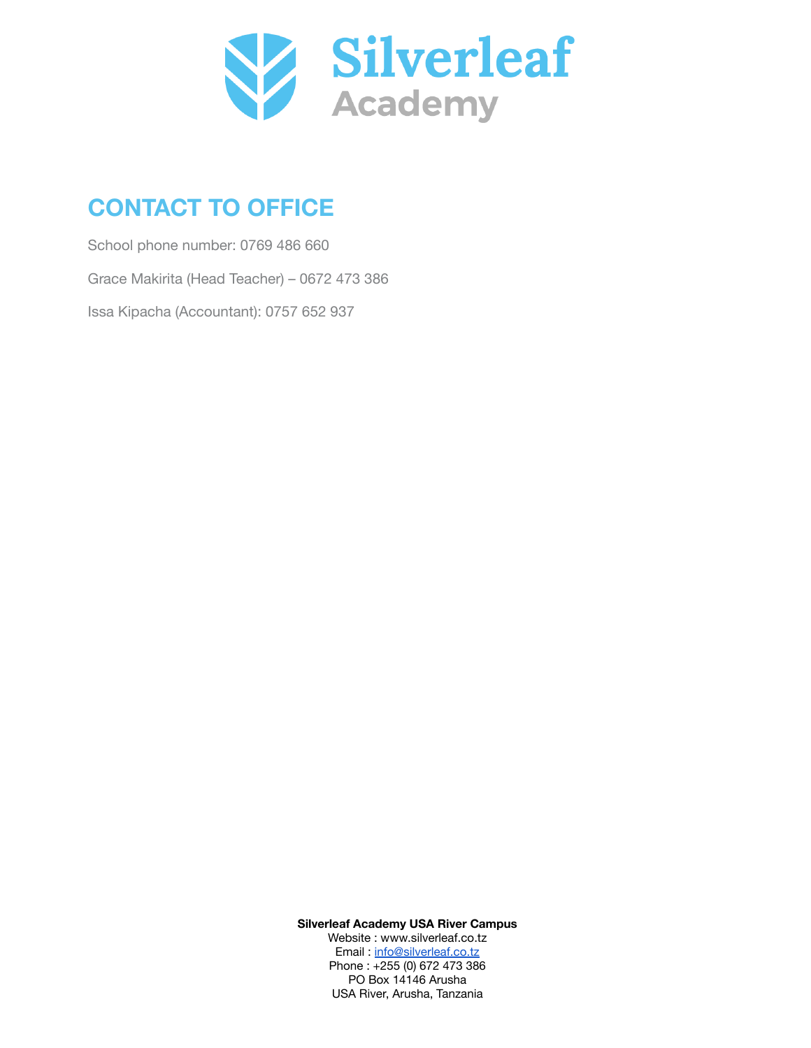# Silverleaf Academy

## CONTACT TO OFFICE

School phone number: 0769 486 660

Grace Makirita (Head Teacher) – 0672 473 386

Issa Kipacha (Accountant): 0757 652 937

**Silverleaf Academy USA River Campus**
Website : www.silverleaf.co.tz
Email : info@silverleaf.co.tz
Phone : +255 (0) 672 473 386
PO Box 14146 Arusha
USA River, Arusha, Tanzania